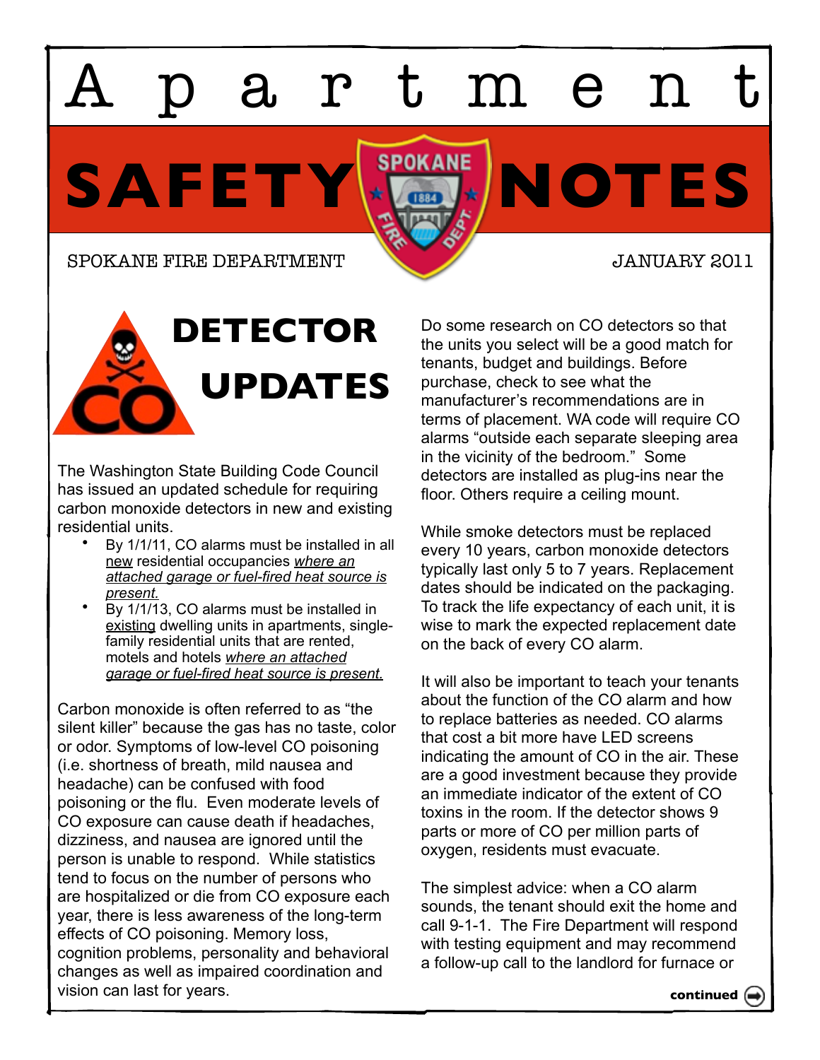# Apartment SAFETY NOTES

SPOKANE FIRE DEPARTMENT

JANUARY 2011

## DETECTOR UPDATES

The Washington State Building Code Council has issued an updated schedule for requiring carbon monoxide detectors in new and existing residential units.

- By 1/1/11, CO alarms must be installed in all new residential occupancies *where an attached garage or fuel-fired heat source is present.*
- By 1/1/13, CO alarms must be installed in existing dwelling units in apartments, single-family residential units that are rented, motels and hotels *where an attached garage or fuel-fired heat source is present.*

Carbon monoxide is often referred to as "the silent killer" because the gas has no taste, color or odor. Symptoms of low-level CO poisoning (i.e. shortness of breath, mild nausea and headache) can be confused with food poisoning or the flu. Even moderate levels of CO exposure can cause death if headaches, dizziness, and nausea are ignored until the person is unable to respond. While statistics tend to focus on the number of persons who are hospitalized or die from CO exposure each year, there is less awareness of the long-term effects of CO poisoning. Memory loss, cognition problems, personality and behavioral changes as well as impaired coordination and vision can last for years.

Do some research on CO detectors so that the units you select will be a good match for tenants, budget and buildings. Before purchase, check to see what the manufacturer's recommendations are in terms of placement. WA code will require CO alarms "outside each separate sleeping area in the vicinity of the bedroom." Some detectors are installed as plug-ins near the floor. Others require a ceiling mount.

While smoke detectors must be replaced every 10 years, carbon monoxide detectors typically last only 5 to 7 years. Replacement dates should be indicated on the packaging. To track the life expectancy of each unit, it is wise to mark the expected replacement date on the back of every CO alarm.

It will also be important to teach your tenants about the function of the CO alarm and how to replace batteries as needed. CO alarms that cost a bit more have LED screens indicating the amount of CO in the air. These are a good investment because they provide an immediate indicator of the extent of CO toxins in the room. If the detector shows 9 parts or more of CO per million parts of oxygen, residents must evacuate.

The simplest advice: when a CO alarm sounds, the tenant should exit the home and call 9-1-1. The Fire Department will respond with testing equipment and may recommend a follow-up call to the landlord for furnace or

**continued**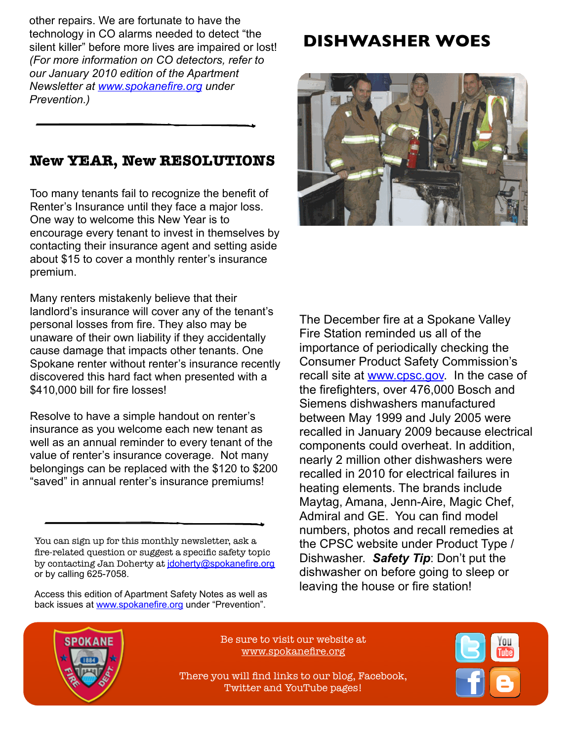other repairs. We are fortunate to have the technology in CO alarms needed to detect "the silent killer" before more lives are impaired or lost! *(For more information on CO detectors, refer to our January 2010 edition of the Apartment Newsletter at [www.spokanefire.org](http://www.spokanefire.org) under Prevention.)*

## New YEAR, New RESOLUTIONS

Too many tenants fail to recognize the benefit of Renter's Insurance until they face a major loss. One way to welcome this New Year is to encourage every tenant to invest in themselves by contacting their insurance agent and setting aside about $15 to cover a monthly renter's insurance premium.

Many renters mistakenly believe that their landlord's insurance will cover any of the tenant's personal losses from fire. They also may be unaware of their own liability if they accidentally cause damage that impacts other tenants. One Spokane renter without renter's insurance recently discovered this hard fact when presented with a $410,000 bill for fire losses!

Resolve to have a simple handout on renter's insurance as you welcome each new tenant as well as an annual reminder to every tenant of the value of renter's insurance coverage. Not many belongings can be replaced with the $120 to $200 "saved" in annual renter's insurance premiums!

You can sign up for this monthly newsletter, ask a fire-related question or suggest a specific safety topic by contacting Jan Doherty at [jdoherty@spokanefire.org](mailto:jdoherty@spokanefire.org) or by calling 625-7058.

Access this edition of Apartment Safety Notes as well as back issues at [www.spokanefire.org](http://www.spokanefire.org) under "Prevention".

## DISHWASHER WOES

The December fire at a Spokane Valley Fire Station reminded us all of the importance of periodically checking the Consumer Product Safety Commission's recall site at [www.cpsc.gov](http://www.cpsc.gov). In the case of the firefighters, over 476,000 Bosch and Siemens dishwashers manufactured between May 1999 and July 2005 were recalled in January 2009 because electrical components could overheat. In addition, nearly 2 million other dishwashers were recalled in 2010 for electrical failures in heating elements. The brands include Maytag, Amana, Jenn-Aire, Magic Chef, Admiral and GE. You can find model numbers, photos and recall remedies at the CPSC website under Product Type / Dishwasher. ***Safety Tip***: Don't put the dishwasher on before going to sleep or leaving the house or fire station!

Be sure to visit our website at [www.spokanefire.org](http://www.spokanefire.org)

There you will find links to our blog, Facebook, Twitter and YouTube pages!